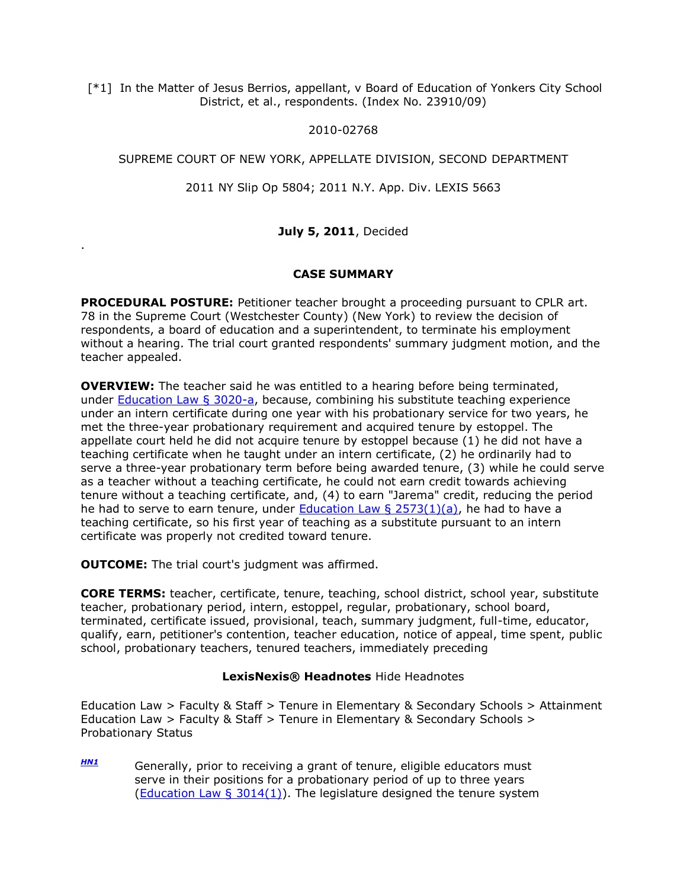[*1] In the Matter of Jesus Berrios, appellant, v Board of Education of Yonkers City School District, et al., respondents. (Index No. 23910/09)

2010-02768

SUPREME COURT OF NEW YORK, APPELLATE DIVISION, SECOND DEPARTMENT

2011 NY Slip Op 5804; 2011 N.Y. App. Div. LEXIS 5663

**July 5, 2011**, Decided

.

## CASE SUMMARY

**PROCEDURAL POSTURE:** Petitioner teacher brought a proceeding pursuant to CPLR art. 78 in the Supreme Court (Westchester County) (New York) to review the decision of respondents, a board of education and a superintendent, to terminate his employment without a hearing. The trial court granted respondents' summary judgment motion, and the teacher appealed.

**OVERVIEW:** The teacher said he was entitled to a hearing before being terminated, under Education Law § 3020-a, because, combining his substitute teaching experience under an intern certificate during one year with his probationary service for two years, he met the three-year probationary requirement and acquired tenure by estoppel. The appellate court held he did not acquire tenure by estoppel because (1) he did not have a teaching certificate when he taught under an intern certificate, (2) he ordinarily had to serve a three-year probationary term before being awarded tenure, (3) while he could serve as a teacher without a teaching certificate, he could not earn credit towards achieving tenure without a teaching certificate, and, (4) to earn "Jarema" credit, reducing the period he had to serve to earn tenure, under Education Law § 2573(1)(a), he had to have a teaching certificate, so his first year of teaching as a substitute pursuant to an intern certificate was properly not credited toward tenure.

**OUTCOME:** The trial court's judgment was affirmed.

**CORE TERMS:** teacher, certificate, tenure, teaching, school district, school year, substitute teacher, probationary period, intern, estoppel, regular, probationary, school board, terminated, certificate issued, provisional, teach, summary judgment, full-time, educator, qualify, earn, petitioner's contention, teacher education, notice of appeal, time spent, public school, probationary teachers, tenured teachers, immediately preceding

### LexisNexis® Headnotes Hide Headnotes

Education Law > Faculty & Staff > Tenure in Elementary & Secondary Schools > Attainment
Education Law > Faculty & Staff > Tenure in Elementary & Secondary Schools > Probationary Status

HN1 Generally, prior to receiving a grant of tenure, eligible educators must serve in their positions for a probationary period of up to three years (Education Law § 3014(1)). The legislature designed the tenure system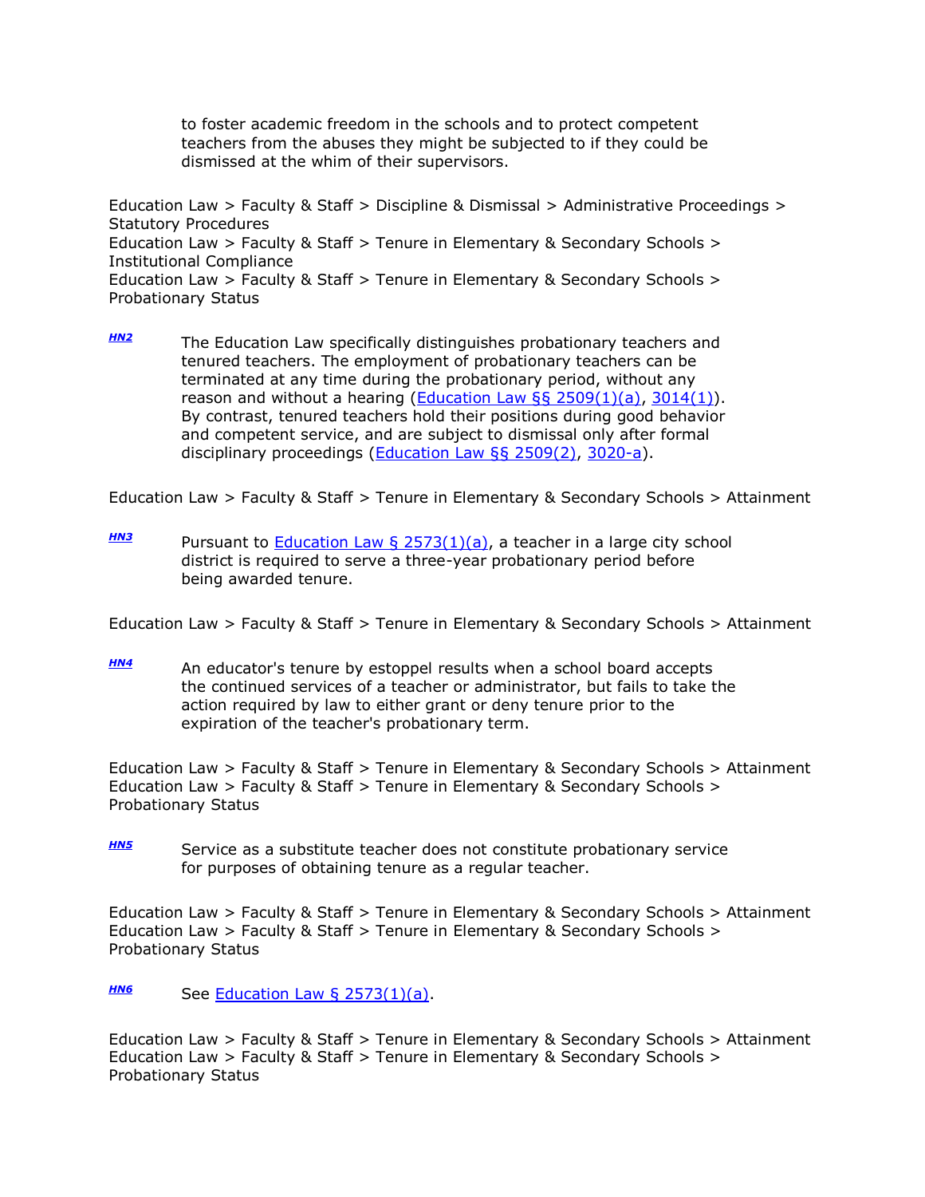to foster academic freedom in the schools and to protect competent teachers from the abuses they might be subjected to if they could be dismissed at the whim of their supervisors.

Education Law > Faculty & Staff > Discipline & Dismissal > Administrative Proceedings > Statutory Procedures
Education Law > Faculty & Staff > Tenure in Elementary & Secondary Schools > Institutional Compliance
Education Law > Faculty & Staff > Tenure in Elementary & Secondary Schools > Probationary Status

**HN2** The Education Law specifically distinguishes probationary teachers and tenured teachers. The employment of probationary teachers can be terminated at any time during the probationary period, without any reason and without a hearing (Education Law §§ 2509(1)(a), 3014(1)). By contrast, tenured teachers hold their positions during good behavior and competent service, and are subject to dismissal only after formal disciplinary proceedings (Education Law §§ 2509(2), 3020-a).

Education Law > Faculty & Staff > Tenure in Elementary & Secondary Schools > Attainment

**HN3** Pursuant to Education Law § 2573(1)(a), a teacher in a large city school district is required to serve a three-year probationary period before being awarded tenure.

Education Law > Faculty & Staff > Tenure in Elementary & Secondary Schools > Attainment

**HN4** An educator's tenure by estoppel results when a school board accepts the continued services of a teacher or administrator, but fails to take the action required by law to either grant or deny tenure prior to the expiration of the teacher's probationary term.

Education Law > Faculty & Staff > Tenure in Elementary & Secondary Schools > Attainment
Education Law > Faculty & Staff > Tenure in Elementary & Secondary Schools > Probationary Status

**HN5** Service as a substitute teacher does not constitute probationary service for purposes of obtaining tenure as a regular teacher.

Education Law > Faculty & Staff > Tenure in Elementary & Secondary Schools > Attainment
Education Law > Faculty & Staff > Tenure in Elementary & Secondary Schools > Probationary Status

**HN6** See Education Law § 2573(1)(a).

Education Law > Faculty & Staff > Tenure in Elementary & Secondary Schools > Attainment
Education Law > Faculty & Staff > Tenure in Elementary & Secondary Schools > Probationary Status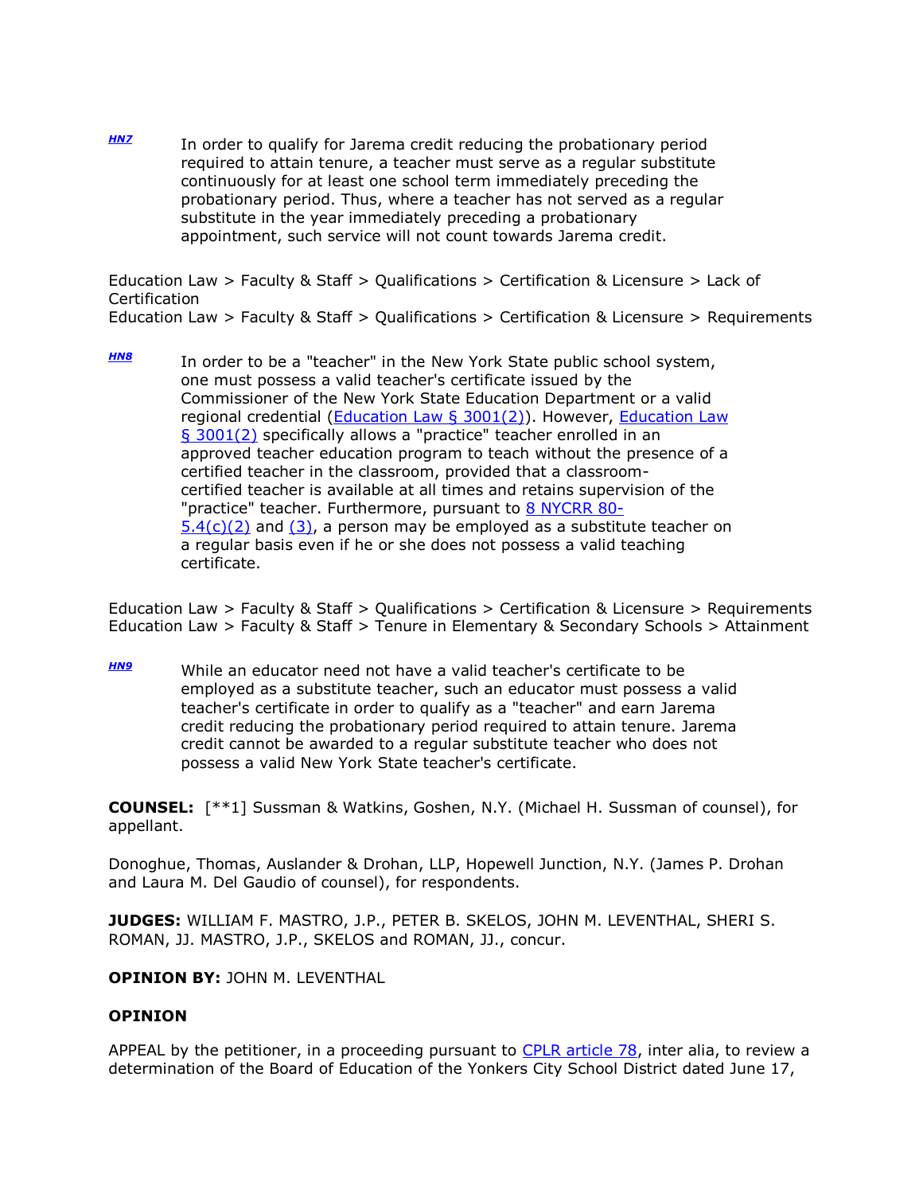HN7 In order to qualify for Jarema credit reducing the probationary period required to attain tenure, a teacher must serve as a regular substitute continuously for at least one school term immediately preceding the probationary period. Thus, where a teacher has not served as a regular substitute in the year immediately preceding a probationary appointment, such service will not count towards Jarema credit.

Education Law > Faculty & Staff > Qualifications > Certification & Licensure > Lack of Certification
Education Law > Faculty & Staff > Qualifications > Certification & Licensure > Requirements

HN8 In order to be a "teacher" in the New York State public school system, one must possess a valid teacher's certificate issued by the Commissioner of the New York State Education Department or a valid regional credential (Education Law § 3001(2)). However, Education Law § 3001(2) specifically allows a "practice" teacher enrolled in an approved teacher education program to teach without the presence of a certified teacher in the classroom, provided that a classroom-certified teacher is available at all times and retains supervision of the "practice" teacher. Furthermore, pursuant to 8 NYCRR 80-5.4(c)(2) and (3), a person may be employed as a substitute teacher on a regular basis even if he or she does not possess a valid teaching certificate.

Education Law > Faculty & Staff > Qualifications > Certification & Licensure > Requirements
Education Law > Faculty & Staff > Tenure in Elementary & Secondary Schools > Attainment

HN9 While an educator need not have a valid teacher's certificate to be employed as a substitute teacher, such an educator must possess a valid teacher's certificate in order to qualify as a "teacher" and earn Jarema credit reducing the probationary period required to attain tenure. Jarema credit cannot be awarded to a regular substitute teacher who does not possess a valid New York State teacher's certificate.

**COUNSEL:** [**1] Sussman & Watkins, Goshen, N.Y. (Michael H. Sussman of counsel), for appellant.

Donoghue, Thomas, Auslander & Drohan, LLP, Hopewell Junction, N.Y. (James P. Drohan and Laura M. Del Gaudio of counsel), for respondents.

**JUDGES:** WILLIAM F. MASTRO, J.P., PETER B. SKELOS, JOHN M. LEVENTHAL, SHERI S. ROMAN, JJ. MASTRO, J.P., SKELOS and ROMAN, JJ., concur.

**OPINION BY:** JOHN M. LEVENTHAL

**OPINION**

APPEAL by the petitioner, in a proceeding pursuant to CPLR article 78, inter alia, to review a determination of the Board of Education of the Yonkers City School District dated June 17,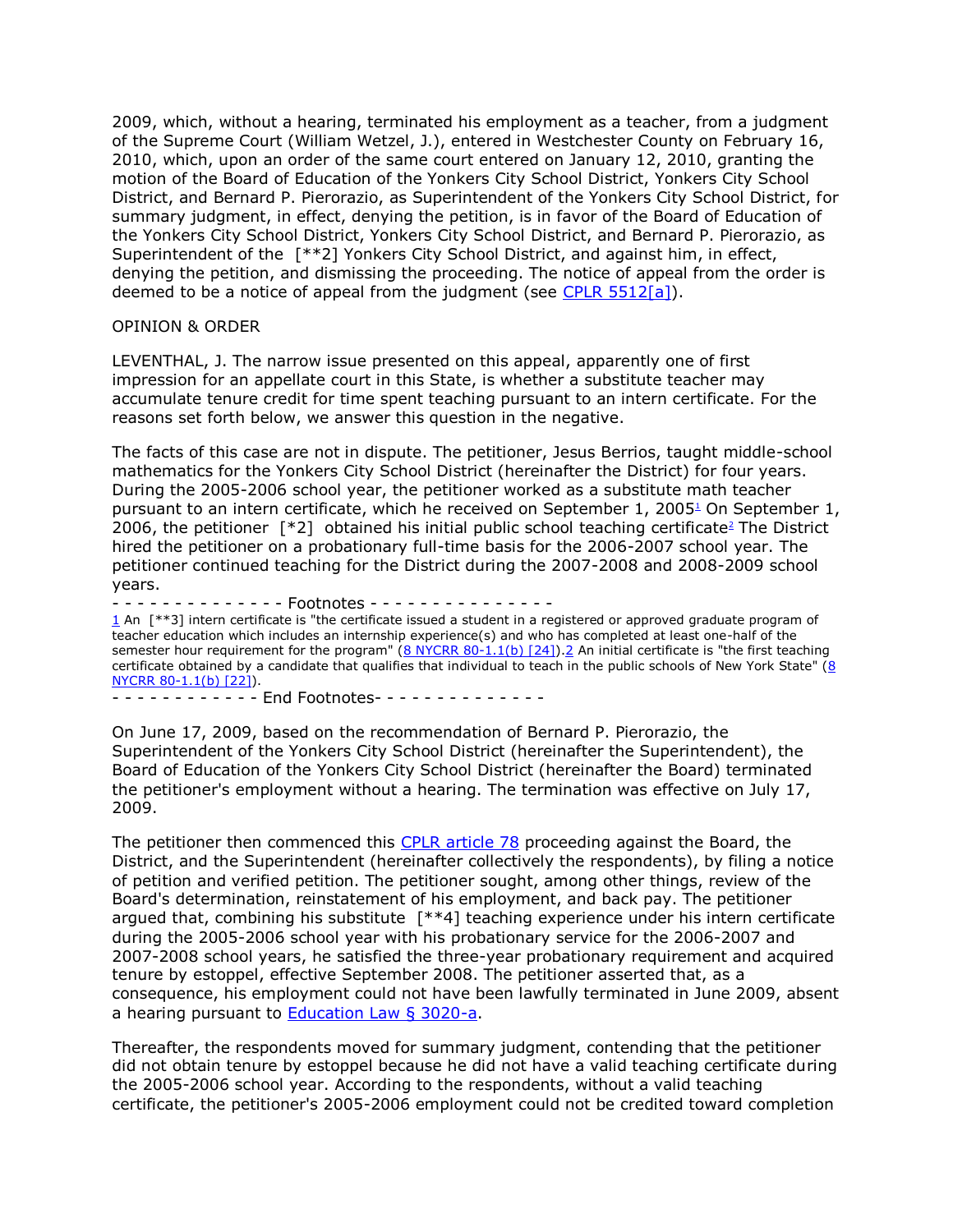2009, which, without a hearing, terminated his employment as a teacher, from a judgment of the Supreme Court (William Wetzel, J.), entered in Westchester County on February 16, 2010, which, upon an order of the same court entered on January 12, 2010, granting the motion of the Board of Education of the Yonkers City School District, Yonkers City School District, and Bernard P. Pierorazio, as Superintendent of the Yonkers City School District, for summary judgment, in effect, denying the petition, is in favor of the Board of Education of the Yonkers City School District, Yonkers City School District, and Bernard P. Pierorazio, as Superintendent of the [**2] Yonkers City School District, and against him, in effect, denying the petition, and dismissing the proceeding. The notice of appeal from the order is deemed to be a notice of appeal from the judgment (see CPLR 5512[a]).

OPINION & ORDER

LEVENTHAL, J. The narrow issue presented on this appeal, apparently one of first impression for an appellate court in this State, is whether a substitute teacher may accumulate tenure credit for time spent teaching pursuant to an intern certificate. For the reasons set forth below, we answer this question in the negative.

The facts of this case are not in dispute. The petitioner, Jesus Berrios, taught middle-school mathematics for the Yonkers City School District (hereinafter the District) for four years. During the 2005-2006 school year, the petitioner worked as a substitute math teacher pursuant to an intern certificate, which he received on September 1, 2005[1] On September 1, 2006, the petitioner [*2] obtained his initial public school teaching certificate[2] The District hired the petitioner on a probationary full-time basis for the 2006-2007 school year. The petitioner continued teaching for the District during the 2007-2008 and 2008-2009 school years.

- - - - - - - - - - - - - Footnotes - - - - - - - - - - - - - -

1 An [**3] intern certificate is "the certificate issued a student in a registered or approved graduate program of teacher education which includes an internship experience(s) and who has completed at least one-half of the semester hour requirement for the program" (8 NYCRR 80-1.1(b) [24]).2 An initial certificate is "the first teaching certificate obtained by a candidate that qualifies that individual to teach in the public schools of New York State" (8 NYCRR 80-1.1(b) [22]).

- - - - - - - - - - - - End Footnotes- - - - - - - - - - - - -

On June 17, 2009, based on the recommendation of Bernard P. Pierorazio, the Superintendent of the Yonkers City School District (hereinafter the Superintendent), the Board of Education of the Yonkers City School District (hereinafter the Board) terminated the petitioner's employment without a hearing. The termination was effective on July 17, 2009.

The petitioner then commenced this CPLR article 78 proceeding against the Board, the District, and the Superintendent (hereinafter collectively the respondents), by filing a notice of petition and verified petition. The petitioner sought, among other things, review of the Board's determination, reinstatement of his employment, and back pay. The petitioner argued that, combining his substitute [**4] teaching experience under his intern certificate during the 2005-2006 school year with his probationary service for the 2006-2007 and 2007-2008 school years, he satisfied the three-year probationary requirement and acquired tenure by estoppel, effective September 2008. The petitioner asserted that, as a consequence, his employment could not have been lawfully terminated in June 2009, absent a hearing pursuant to Education Law § 3020-a.

Thereafter, the respondents moved for summary judgment, contending that the petitioner did not obtain tenure by estoppel because he did not have a valid teaching certificate during the 2005-2006 school year. According to the respondents, without a valid teaching certificate, the petitioner's 2005-2006 employment could not be credited toward completion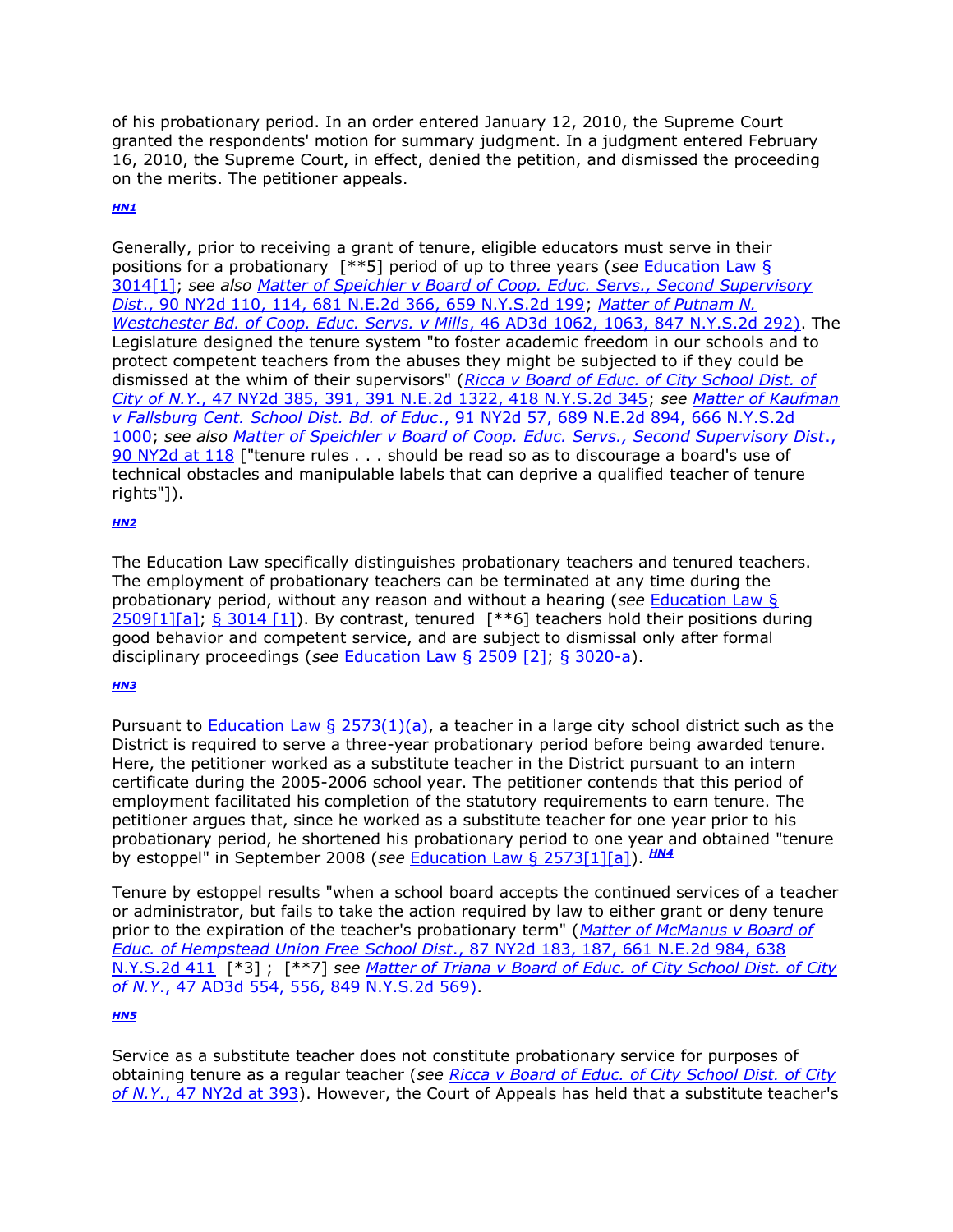of his probationary period. In an order entered January 12, 2010, the Supreme Court granted the respondents' motion for summary judgment. In a judgment entered February 16, 2010, the Supreme Court, in effect, denied the petition, and dismissed the proceeding on the merits. The petitioner appeals.

*HN1*

Generally, prior to receiving a grant of tenure, eligible educators must serve in their positions for a probationary [**5] period of up to three years (*see* Education Law § 3014[1]; *see also* *Matter of Speichler v Board of Coop. Educ. Servs., Second Supervisory Dist.*, 90 NY2d 110, 114, 681 N.E.2d 366, 659 N.Y.S.2d 199; *Matter of Putnam N. Westchester Bd. of Coop. Educ. Servs. v Mills*, 46 AD3d 1062, 1063, 847 N.Y.S.2d 292). The Legislature designed the tenure system "to foster academic freedom in our schools and to protect competent teachers from the abuses they might be subjected to if they could be dismissed at the whim of their supervisors" (*Ricca v Board of Educ. of City School Dist. of City of N.Y.*, 47 NY2d 385, 391, 391 N.E.2d 1322, 418 N.Y.S.2d 345; *see* *Matter of Kaufman v Fallsburg Cent. School Dist. Bd. of Educ.*, 91 NY2d 57, 689 N.E.2d 894, 666 N.Y.S.2d 1000; *see also* *Matter of Speichler v Board of Coop. Educ. Servs., Second Supervisory Dist.*, 90 NY2d at 118 ["tenure rules . . . should be read so as to discourage a board's use of technical obstacles and manipulable labels that can deprive a qualified teacher of tenure rights"]).

*HN2*

The Education Law specifically distinguishes probationary teachers and tenured teachers. The employment of probationary teachers can be terminated at any time during the probationary period, without any reason and without a hearing (*see* Education Law § 2509[1][a]; § 3014 [1]). By contrast, tenured [**6] teachers hold their positions during good behavior and competent service, and are subject to dismissal only after formal disciplinary proceedings (*see* Education Law § 2509 [2]; § 3020-a).

*HN3*

Pursuant to Education Law § 2573(1)(a), a teacher in a large city school district such as the District is required to serve a three-year probationary period before being awarded tenure. Here, the petitioner worked as a substitute teacher in the District pursuant to an intern certificate during the 2005-2006 school year. The petitioner contends that this period of employment facilitated his completion of the statutory requirements to earn tenure. The petitioner argues that, since he worked as a substitute teacher for one year prior to his probationary period, he shortened his probationary period to one year and obtained "tenure by estoppel" in September 2008 (*see* Education Law § 2573[1][a]). ***HN4***

Tenure by estoppel results "when a school board accepts the continued services of a teacher or administrator, but fails to take the action required by law to either grant or deny tenure prior to the expiration of the teacher's probationary term" (*Matter of McManus v Board of Educ. of Hempstead Union Free School Dist.*, 87 NY2d 183, 187, 661 N.E.2d 984, 638 N.Y.S.2d 411 [*3] ; [**7] *see* *Matter of Triana v Board of Educ. of City School Dist. of City of N.Y.*, 47 AD3d 554, 556, 849 N.Y.S.2d 569).

*HN5*

Service as a substitute teacher does not constitute probationary service for purposes of obtaining tenure as a regular teacher (*see* *Ricca v Board of Educ. of City School Dist. of City of N.Y.*, 47 NY2d at 393). However, the Court of Appeals has held that a substitute teacher's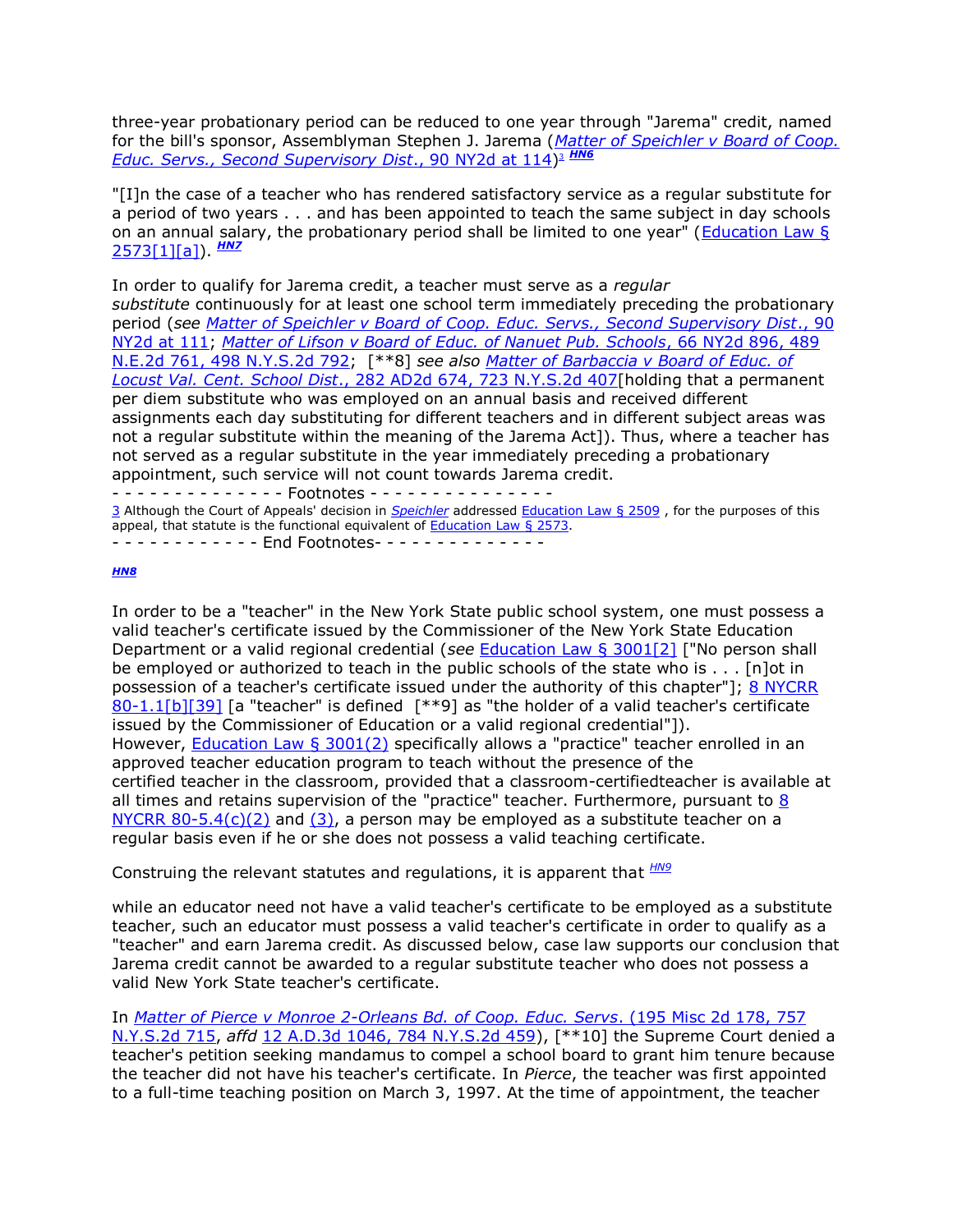three-year probationary period can be reduced to one year through "Jarema" credit, named for the bill's sponsor, Assemblyman Stephen J. Jarema (*Matter of Speichler v Board of Coop. Educ. Servs., Second Supervisory Dist.*, 90 NY2d at 114)[3] ***HN6***

"[I]n the case of a teacher who has rendered satisfactory service as a regular substitute for a period of two years . . . and has been appointed to teach the same subject in day schools on an annual salary, the probationary period shall be limited to one year" (Education Law § 2573[1][a]). ***HN7***

In order to qualify for Jarema credit, a teacher must serve as a *regular substitute* continuously for at least one school term immediately preceding the probationary period (*see Matter of Speichler v Board of Coop. Educ. Servs., Second Supervisory Dist.*, 90 NY2d at 111; *Matter of Lifson v Board of Educ. of Nanuet Pub. Schools*, 66 NY2d 896, 489 N.E.2d 761, 498 N.Y.S.2d 792; [**8] *see also Matter of Barbaccia v Board of Educ. of Locust Val. Cent. School Dist.*, 282 AD2d 674, 723 N.Y.S.2d 407[holding that a permanent per diem substitute who was employed on an annual basis and received different assignments each day substituting for different teachers and in different subject areas was not a regular substitute within the meaning of the Jarema Act]). Thus, where a teacher has not served as a regular substitute in the year immediately preceding a probationary appointment, such service will not count towards Jarema credit.

- - - - - - - - - - - - - - Footnotes - - - - - - - - - - - - - -

3 Although the Court of Appeals' decision in *Speichler* addressed Education Law § 2509 , for the purposes of this appeal, that statute is the functional equivalent of Education Law § 2573.

- - - - - - - - - - - - End Footnotes- - - - - - - - - - - - -

***HN8***

In order to be a "teacher" in the New York State public school system, one must possess a valid teacher's certificate issued by the Commissioner of the New York State Education Department or a valid regional credential (*see* Education Law § 3001[2] ["No person shall be employed or authorized to teach in the public schools of the state who is . . . [n]ot in possession of a teacher's certificate issued under the authority of this chapter"]; 8 NYCRR 80-1.1[b][39] [a "teacher" is defined [**9] as "the holder of a valid teacher's certificate issued by the Commissioner of Education or a valid regional credential"]). However, Education Law § 3001(2) specifically allows a "practice" teacher enrolled in an approved teacher education program to teach without the presence of the certified teacher in the classroom, provided that a classroom-certifiedteacher is available at all times and retains supervision of the "practice" teacher. Furthermore, pursuant to 8 NYCRR 80-5.4(c)(2) and (3), a person may be employed as a substitute teacher on a regular basis even if he or she does not possess a valid teaching certificate.

Construing the relevant statutes and regulations, it is apparent that *HN9*

while an educator need not have a valid teacher's certificate to be employed as a substitute teacher, such an educator must possess a valid teacher's certificate in order to qualify as a "teacher" and earn Jarema credit. As discussed below, case law supports our conclusion that Jarema credit cannot be awarded to a regular substitute teacher who does not possess a valid New York State teacher's certificate.

In *Matter of Pierce v Monroe 2-Orleans Bd. of Coop. Educ. Servs.* (195 Misc 2d 178, 757 N.Y.S.2d 715, *affd* 12 A.D.3d 1046, 784 N.Y.S.2d 459), [**10] the Supreme Court denied a teacher's petition seeking mandamus to compel a school board to grant him tenure because the teacher did not have his teacher's certificate. In *Pierce*, the teacher was first appointed to a full-time teaching position on March 3, 1997. At the time of appointment, the teacher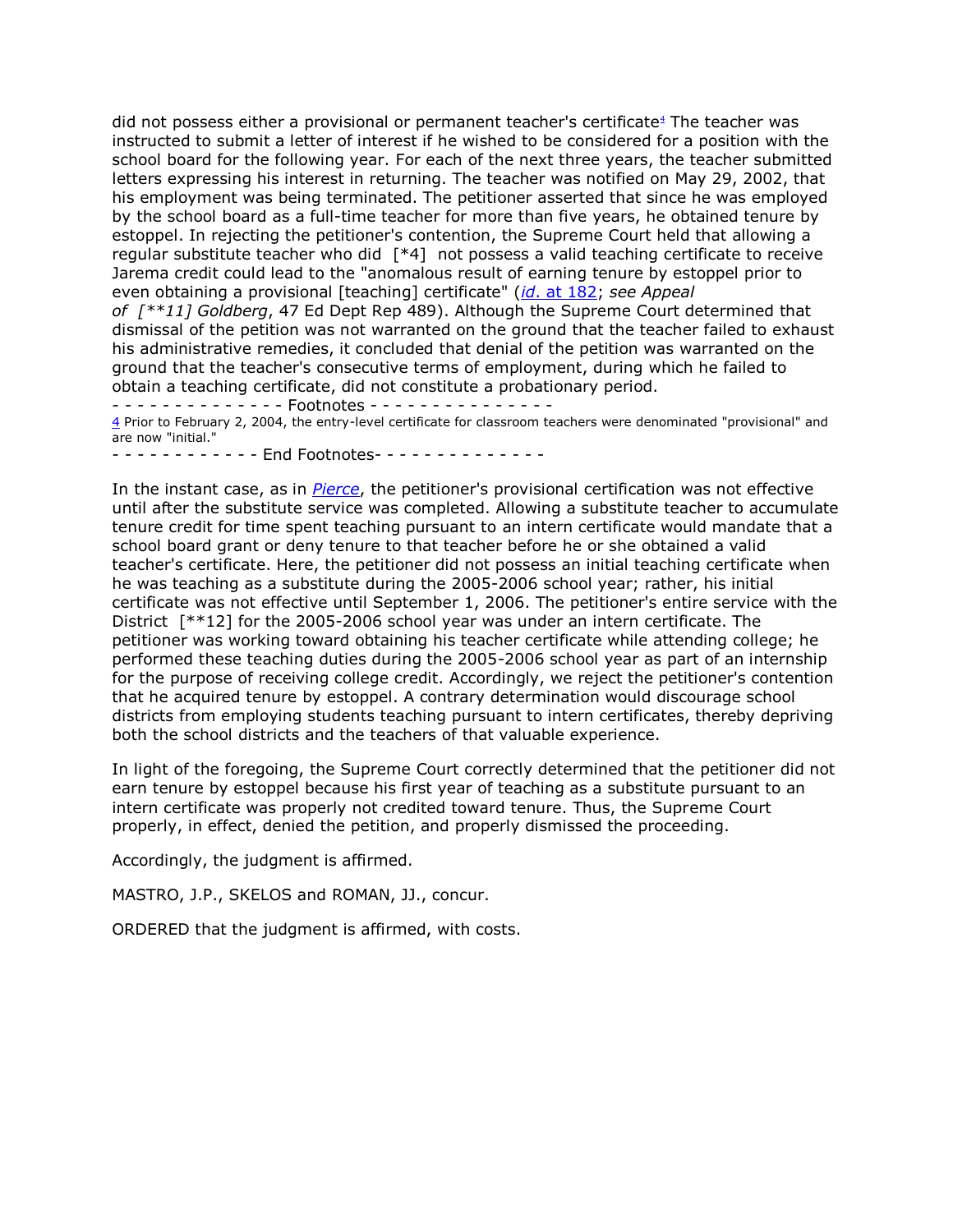did not possess either a provisional or permanent teacher's certificate[4] The teacher was instructed to submit a letter of interest if he wished to be considered for a position with the school board for the following year. For each of the next three years, the teacher submitted letters expressing his interest in returning. The teacher was notified on May 29, 2002, that his employment was being terminated. The petitioner asserted that since he was employed by the school board as a full-time teacher for more than five years, he obtained tenure by estoppel. In rejecting the petitioner's contention, the Supreme Court held that allowing a regular substitute teacher who did [*4] not possess a valid teaching certificate to receive Jarema credit could lead to the "anomalous result of earning tenure by estoppel prior to even obtaining a provisional [teaching] certificate" (*id*. at 182; *see Appeal of [**11] Goldberg*, 47 Ed Dept Rep 489). Although the Supreme Court determined that dismissal of the petition was not warranted on the ground that the teacher failed to exhaust his administrative remedies, it concluded that denial of the petition was warranted on the ground that the teacher's consecutive terms of employment, during which he failed to obtain a teaching certificate, did not constitute a probationary period.

- - - - - - - - - - - - - - Footnotes - - - - - - - - - - - - - - -

4 Prior to February 2, 2004, the entry-level certificate for classroom teachers were denominated "provisional" and are now "initial."

- - - - - - - - - - - - End Footnotes- - - - - - - - - - - - -

In the instant case, as in *Pierce*, the petitioner's provisional certification was not effective until after the substitute service was completed. Allowing a substitute teacher to accumulate tenure credit for time spent teaching pursuant to an intern certificate would mandate that a school board grant or deny tenure to that teacher before he or she obtained a valid teacher's certificate. Here, the petitioner did not possess an initial teaching certificate when he was teaching as a substitute during the 2005-2006 school year; rather, his initial certificate was not effective until September 1, 2006. The petitioner's entire service with the District [**12] for the 2005-2006 school year was under an intern certificate. The petitioner was working toward obtaining his teacher certificate while attending college; he performed these teaching duties during the 2005-2006 school year as part of an internship for the purpose of receiving college credit. Accordingly, we reject the petitioner's contention that he acquired tenure by estoppel. A contrary determination would discourage school districts from employing students teaching pursuant to intern certificates, thereby depriving both the school districts and the teachers of that valuable experience.

In light of the foregoing, the Supreme Court correctly determined that the petitioner did not earn tenure by estoppel because his first year of teaching as a substitute pursuant to an intern certificate was properly not credited toward tenure. Thus, the Supreme Court properly, in effect, denied the petition, and properly dismissed the proceeding.

Accordingly, the judgment is affirmed.

MASTRO, J.P., SKELOS and ROMAN, JJ., concur.

ORDERED that the judgment is affirmed, with costs.